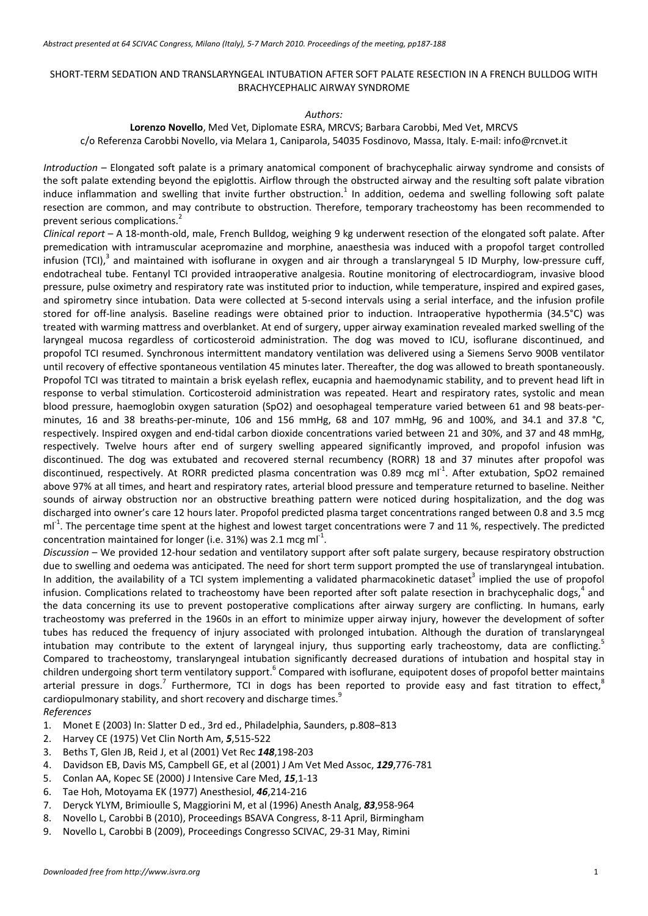*Abstract presented at 64 SCIVAC Congress, Milano (Italy), 5-7 March 2010. Proceedings of the meeting, pp187-188*

# SHORT-TERM SEDATION AND TRANSLARYNGEAL INTUBATION AFTER SOFT PALATE RESECTION IN A FRENCH BULLDOG WITH BRACHYCEPHALIC AIRWAY SYNDROME

*Authors:*

**Lorenzo Novello**, Med Vet, Diplomate ESRA, MRCVS; Barbara Carobbi, Med Vet, MRCVS

c/o Referenza Carobbi Novello, via Melara 1, Caniparola, 54035 Fosdinovo, Massa, Italy. E-mail: info@rcnvet.it

*Introduction* – Elongated soft palate is a primary anatomical component of brachycephalic airway syndrome and consists of the soft palate extending beyond the epiglottis. Airflow through the obstructed airway and the resulting soft palate vibration induce inflammation and swelling that invite further obstruction.[1] In addition, oedema and swelling following soft palate resection are common, and may contribute to obstruction. Therefore, temporary tracheostomy has been recommended to prevent serious complications.[2]

*Clinical report* – A 18-month-old, male, French Bulldog, weighing 9 kg underwent resection of the elongated soft palate. After premedication with intramuscular acepromazine and morphine, anaesthesia was induced with a propofol target controlled infusion (TCI),[3] and maintained with isoflurane in oxygen and air through a translaryngeal 5 ID Murphy, low-pressure cuff, endotracheal tube. Fentanyl TCI provided intraoperative analgesia. Routine monitoring of electrocardiogram, invasive blood pressure, pulse oximetry and respiratory rate was instituted prior to induction, while temperature, inspired and expired gases, and spirometry since intubation. Data were collected at 5-second intervals using a serial interface, and the infusion profile stored for off-line analysis. Baseline readings were obtained prior to induction. Intraoperative hypothermia (34.5°C) was treated with warming mattress and overblanket. At end of surgery, upper airway examination revealed marked swelling of the laryngeal mucosa regardless of corticosteroid administration. The dog was moved to ICU, isoflurane discontinued, and propofol TCI resumed. Synchronous intermittent mandatory ventilation was delivered using a Siemens Servo 900B ventilator until recovery of effective spontaneous ventilation 45 minutes later. Thereafter, the dog was allowed to breath spontaneously. Propofol TCI was titrated to maintain a brisk eyelash reflex, eucapnia and haemodynamic stability, and to prevent head lift in response to verbal stimulation. Corticosteroid administration was repeated. Heart and respiratory rates, systolic and mean blood pressure, haemoglobin oxygen saturation (SpO2) and oesophageal temperature varied between 61 and 98 beats-per-minutes, 16 and 38 breaths-per-minute, 106 and 156 mmHg, 68 and 107 mmHg, 96 and 100%, and 34.1 and 37.8 °C, respectively. Inspired oxygen and end-tidal carbon dioxide concentrations varied between 21 and 30%, and 37 and 48 mmHg, respectively. Twelve hours after end of surgery swelling appeared significantly improved, and propofol infusion was discontinued. The dog was extubated and recovered sternal recumbency (RORR) 18 and 37 minutes after propofol was discontinued, respectively. At RORR predicted plasma concentration was 0.89 mcg $ml^{-1}$. After extubation, SpO2 remained above 97% at all times, and heart and respiratory rates, arterial blood pressure and temperature returned to baseline. Neither sounds of airway obstruction nor an obstructive breathing pattern were noticed during hospitalization, and the dog was discharged into owner's care 12 hours later. Propofol predicted plasma target concentrations ranged between 0.8 and 3.5 mcg $ml^{-1}$. The percentage time spent at the highest and lowest target concentrations were 7 and 11 %, respectively. The predicted concentration maintained for longer (i.e. 31%) was 2.1 mcg $ml^{-1}$.

*Discussion* – We provided 12-hour sedation and ventilatory support after soft palate surgery, because respiratory obstruction due to swelling and oedema was anticipated. The need for short term support prompted the use of translaryngeal intubation. In addition, the availability of a TCI system implementing a validated pharmacokinetic dataset[3] implied the use of propofol infusion. Complications related to tracheostomy have been reported after soft palate resection in brachycephalic dogs,[4] and the data concerning its use to prevent postoperative complications after airway surgery are conflicting. In humans, early tracheostomy was preferred in the 1960s in an effort to minimize upper airway injury, however the development of softer tubes has reduced the frequency of injury associated with prolonged intubation. Although the duration of translaryngeal intubation may contribute to the extent of laryngeal injury, thus supporting early tracheostomy, data are conflicting.[5] Compared to tracheostomy, translaryngeal intubation significantly decreased durations of intubation and hospital stay in children undergoing short term ventilatory support.[6] Compared with isoflurane, equipotent doses of propofol better maintains arterial pressure in dogs.[7] Furthermore, TCI in dogs has been reported to provide easy and fast titration to effect,[8] cardiopulmonary stability, and short recovery and discharge times.[9]

*References*

1. Monet E (2003) In: Slatter D ed., 3rd ed., Philadelphia, Saunders, p.808–813
2. Harvey CE (1975) Vet Clin North Am, ***5***,515-522
3. Beths T, Glen JB, Reid J, et al (2001) Vet Rec ***148***,198-203
4. Davidson EB, Davis MS, Campbell GE, et al (2001) J Am Vet Med Assoc, ***129***,776-781
5. Conlan AA, Kopec SE (2000) J Intensive Care Med, ***15***,1-13
6. Tae Hoh, Motoyama EK (1977) Anesthesiol, ***46***,214-216
7. Deryck YLYM, Brimioulle S, Maggiorini M, et al (1996) Anesth Analg, ***83***,958-964
8. Novello L, Carobbi B (2010), Proceedings BSAVA Congress, 8-11 April, Birmingham
9. Novello L, Carobbi B (2009), Proceedings Congresso SCIVAC, 29-31 May, Rimini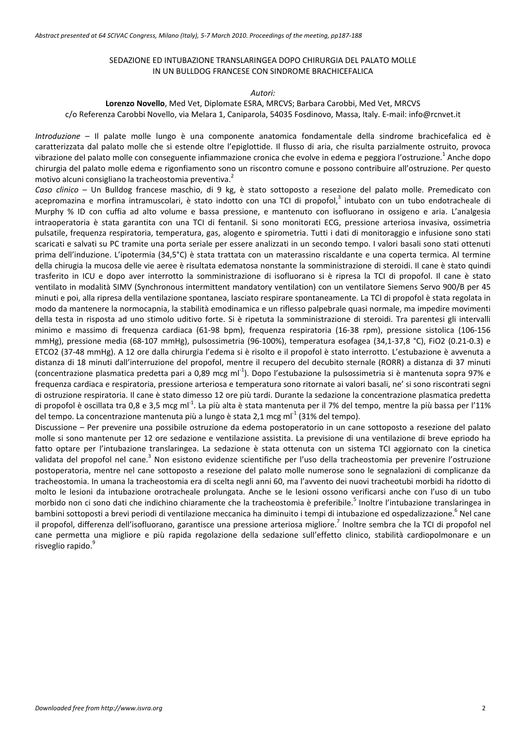# SEDAZIONE ED INTUBAZIONE TRANSLARINGEA DOPO CHIRURGIA DEL PALATO MOLLE IN UN BULLDOG FRANCESE CON SINDROME BRACHICEFALICA

*Autori:*

**Lorenzo Novello**, Med Vet, Diplomate ESRA, MRCVS; Barbara Carobbi, Med Vet, MRCVS
c/o Referenza Carobbi Novello, via Melara 1, Caniparola, 54035 Fosdinovo, Massa, Italy. E-mail: info@rcnvet.it

*Introduzione* – Il palate molle lungo è una componente anatomica fondamentale della sindrome brachicefalica ed è caratterizzata dal palato molle che si estende oltre l'epiglottide. Il flusso di aria, che risulta parzialmente ostruito, provoca vibrazione del palato molle con conseguente infiammazione cronica che evolve in edema e peggiora l'ostruzione.[1] Anche dopo chirurgia del palato molle edema e rigonfiamento sono un riscontro comune e possono contribuire all'ostruzione. Per questo motivo alcuni consigliano la tracheostomia preventiva.[2]

*Caso clinico* – Un Bulldog francese maschio, di 9 kg, è stato sottoposto a resezione del palato molle. Premedicato con acepromazina e morfina intramuscolari, è stato indotto con una TCI di propofol,[3] intubato con un tubo endotracheale di Murphy % ID con cuffia ad alto volume e bassa pressione, e mantenuto con isofluorano in ossigeno e aria. L'analgesia intraoperatoria è stata garantita con una TCI di fentanil. Si sono monitorati ECG, pressione arteriosa invasiva, ossimetria pulsatile, frequenza respiratoria, temperatura, gas, alogeno e spirometria. Tutti i dati di monitoraggio e infusione sono stati scaricati e salvati su PC tramite una porta seriale per essere analizzati in un secondo tempo. I valori basali sono stati ottenuti prima dell'induzione. L'ipotermia (34,5°C) è stata trattata con un materassino riscaldante e una coperta termica. Al termine della chirugia la mucosa delle vie aeree è risultata edematosa nonstante la somministrazione di steroidi. Il cane è stato quindi trasferito in ICU e dopo aver interrotto la somministrazione di isofluorano si è ripresa la TCI di propofol. Il cane è stato ventilato in modalità SIMV (Synchronous intermittent mandatory ventilation) con un ventilatore Siemens Servo 900/B per 45 minuti e poi, alla ripresa della ventilazione spontanea, lasciato respirare spontaneamente. La TCI di propofol è stata regolata in modo da mantenere la normocapnia, la stabilità emodinamica e un riflesso palpebrale quasi normale, ma impedire movimenti della testa in risposta ad uno stimolo uditivo forte. Si è ripetuta la somministrazione di steroidi. Tra parentesi gli intervalli minimo e massimo di frequenza cardiaca (61-98 bpm), frequenza respiratoria (16-38 rpm), pressione sistolica (106-156 mmHg), pressione media (68-107 mmHg), pulsossimetria (96-100%), temperatura esofagea (34,1-37,8 °C), $FiO_2$ (0.21-0.3) e $ETCO_2$ (37-48 mmHg). A 12 ore dalla chirurgia l'edema si è risolto e il propofol è stato interrotto. L'estubazione è avvenuta a distanza di 18 minuti dall'interruzione del propofol, mentre il recupero del decubito sternale (RORR) a distanza di 37 minuti (concentrazione plasmatica predetta pari a 0,89 mcg $ml^{-1}$). Dopo l'estubazione la pulsossimetria si è mantenuta sopra 97% e frequenza cardiaca e respiratoria, pressione arteriosa e temperatura sono ritornate ai valori basali, ne' si sono riscontrati segni di ostruzione respiratoria. Il cane è stato dimesso 12 ore più tardi. Durante la sedazione la concentrazione plasmatica predetta di propofol è oscillata tra 0,8 e 3,5 mcg $ml^{-1}$. La più alta è stata mantenuta per il 7% del tempo, mentre la più bassa per l'11% del tempo. La concentrazione mantenuta più a lungo è stata 2,1 mcg $ml^{-1}$ (31% del tempo).

Discussione – Per prevenire una possibile ostruzione da edema postoperatorio in un cane sottoposto a resezione del palato molle si sono mantenute per 12 ore sedazione e ventilazione assistita. La previsione di una ventilazione di breve epriodo ha fatto optare per l'intubazione translaringea. La sedazione è stata ottenuta con un sistema TCI aggiornato con la cinetica validata del propofol nel cane.[3] Non esistono evidenze scientifiche per l'uso della tracheostomia per prevenire l'ostruzione postoperatoria, mentre nel cane sottoposto a resezione del palato molle numerose sono le segnalazioni di complicanze da tracheostomia. In umana la tracheostomia era di scelta negli anni 60, ma l'avvento dei nuovi tracheotubi morbidi ha ridotto di molto le lesioni da intubazione orotracheale prolungata. Anche se le lesioni ossono verificarsi anche con l'uso di un tubo morbido non ci sono dati che indichino chiaramente che la tracheostomia è preferibile.[5] Inoltre l'intubazione translaringea in bambini sottoposti a brevi periodi di ventilazione meccanica ha diminuito i tempi di intubazione ed ospedalizzazione.[6] Nel cane il propofol, differenza dell'isofluorano, garantisce una pressione arteriosa migliore.[7] Inoltre sembra che la TCI di propofol nel cane permetta una migliore e più rapida regolazione della sedazione sull'effetto clinico, stabilità cardiopolmonare e un risveglio rapido.[9]